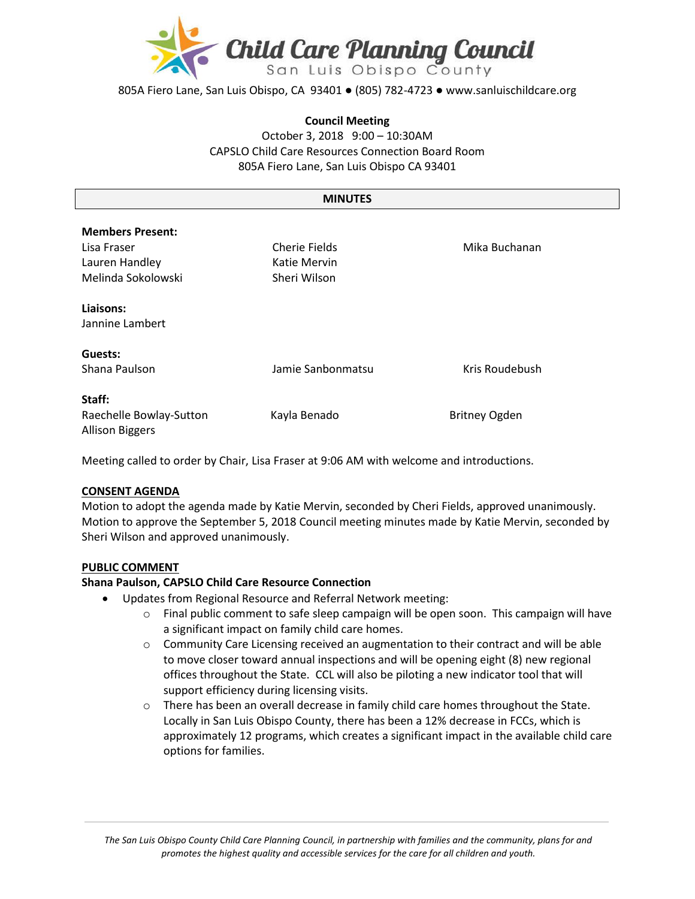# Child Care Planning Council
San Luis Obispo County

805A Fiero Lane, San Luis Obispo, CA 93401 ● (805) 782-4723 ● www.sanluischildcare.org

**Council Meeting**
October 3, 2018 9:00 – 10:30AM
CAPSLO Child Care Resources Connection Board Room
805A Fiero Lane, San Luis Obispo CA 93401

## MINUTES

**Members Present:**
Lisa Fraser
Lauren Handley
Melinda Sokolowski
Cherie Fields
Katie Mervin
Sheri Wilson
Mika Buchanan

**Liaisons:**
Jannine Lambert

**Guests:**
Shana Paulson
Jamie Sanbonmatsu
Kris Roudebush

**Staff:**
Raechelle Bowlay-Sutton
Allison Biggers
Kayla Benado
Britney Ogden

Meeting called to order by Chair, Lisa Fraser at 9:06 AM with welcome and introductions.

**CONSENT AGENDA**

Motion to adopt the agenda made by Katie Mervin, seconded by Cheri Fields, approved unanimously. Motion to approve the September 5, 2018 Council meeting minutes made by Katie Mervin, seconded by Sheri Wilson and approved unanimously.

**PUBLIC COMMENT**

**Shana Paulson, CAPSLO Child Care Resource Connection**

- Updates from Regional Resource and Referral Network meeting:
  - Final public comment to safe sleep campaign will be open soon. This campaign will have a significant impact on family child care homes.
  - Community Care Licensing received an augmentation to their contract and will be able to move closer toward annual inspections and will be opening eight (8) new regional offices throughout the State. CCL will also be piloting a new indicator tool that will support efficiency during licensing visits.
  - There has been an overall decrease in family child care homes throughout the State. Locally in San Luis Obispo County, there has been a 12% decrease in FCCs, which is approximately 12 programs, which creates a significant impact in the available child care options for families.

*The San Luis Obispo County Child Care Planning Council, in partnership with families and the community, plans for and promotes the highest quality and accessible services for the care for all children and youth.*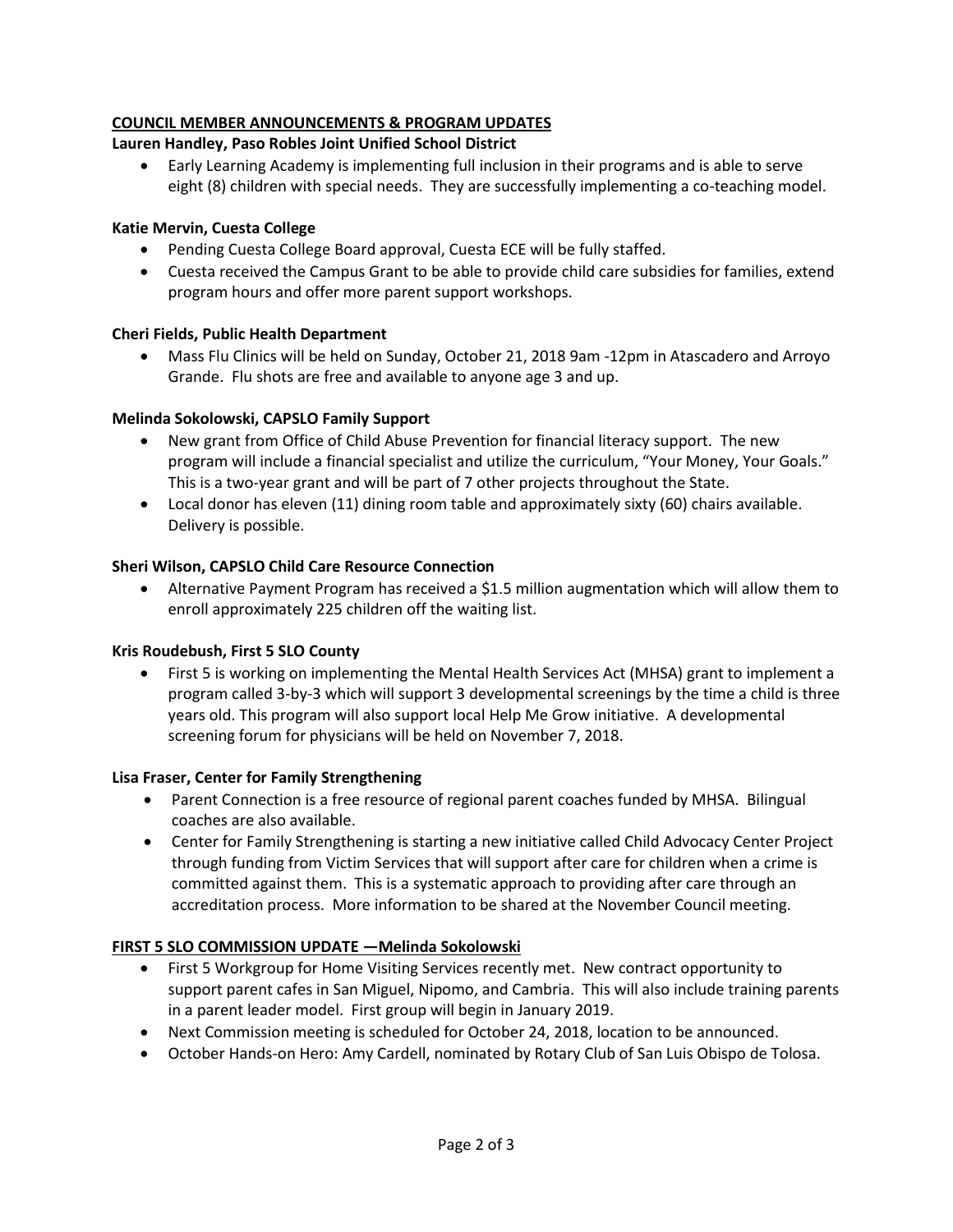## COUNCIL MEMBER ANNOUNCEMENTS & PROGRAM UPDATES

**Lauren Handley, Paso Robles Joint Unified School District**

- Early Learning Academy is implementing full inclusion in their programs and is able to serve eight (8) children with special needs. They are successfully implementing a co-teaching model.

**Katie Mervin, Cuesta College**

- Pending Cuesta College Board approval, Cuesta ECE will be fully staffed.
- Cuesta received the Campus Grant to be able to provide child care subsidies for families, extend program hours and offer more parent support workshops.

**Cheri Fields, Public Health Department**

- Mass Flu Clinics will be held on Sunday, October 21, 2018 9am -12pm in Atascadero and Arroyo Grande. Flu shots are free and available to anyone age 3 and up.

**Melinda Sokolowski, CAPSLO Family Support**

- New grant from Office of Child Abuse Prevention for financial literacy support. The new program will include a financial specialist and utilize the curriculum, "Your Money, Your Goals." This is a two-year grant and will be part of 7 other projects throughout the State.
- Local donor has eleven (11) dining room table and approximately sixty (60) chairs available. Delivery is possible.

**Sheri Wilson, CAPSLO Child Care Resource Connection**

- Alternative Payment Program has received a $1.5 million augmentation which will allow them to enroll approximately 225 children off the waiting list.

**Kris Roudebush, First 5 SLO County**

- First 5 is working on implementing the Mental Health Services Act (MHSA) grant to implement a program called 3-by-3 which will support 3 developmental screenings by the time a child is three years old. This program will also support local Help Me Grow initiative. A developmental screening forum for physicians will be held on November 7, 2018.

**Lisa Fraser, Center for Family Strengthening**

- Parent Connection is a free resource of regional parent coaches funded by MHSA. Bilingual coaches are also available.
- Center for Family Strengthening is starting a new initiative called Child Advocacy Center Project through funding from Victim Services that will support after care for children when a crime is committed against them. This is a systematic approach to providing after care through an accreditation process. More information to be shared at the November Council meeting.

## FIRST 5 SLO COMMISSION UPDATE —Melinda Sokolowski

- First 5 Workgroup for Home Visiting Services recently met. New contract opportunity to support parent cafes in San Miguel, Nipomo, and Cambria. This will also include training parents in a parent leader model. First group will begin in January 2019.
- Next Commission meeting is scheduled for October 24, 2018, location to be announced.
- October Hands-on Hero: Amy Cardell, nominated by Rotary Club of San Luis Obispo de Tolosa.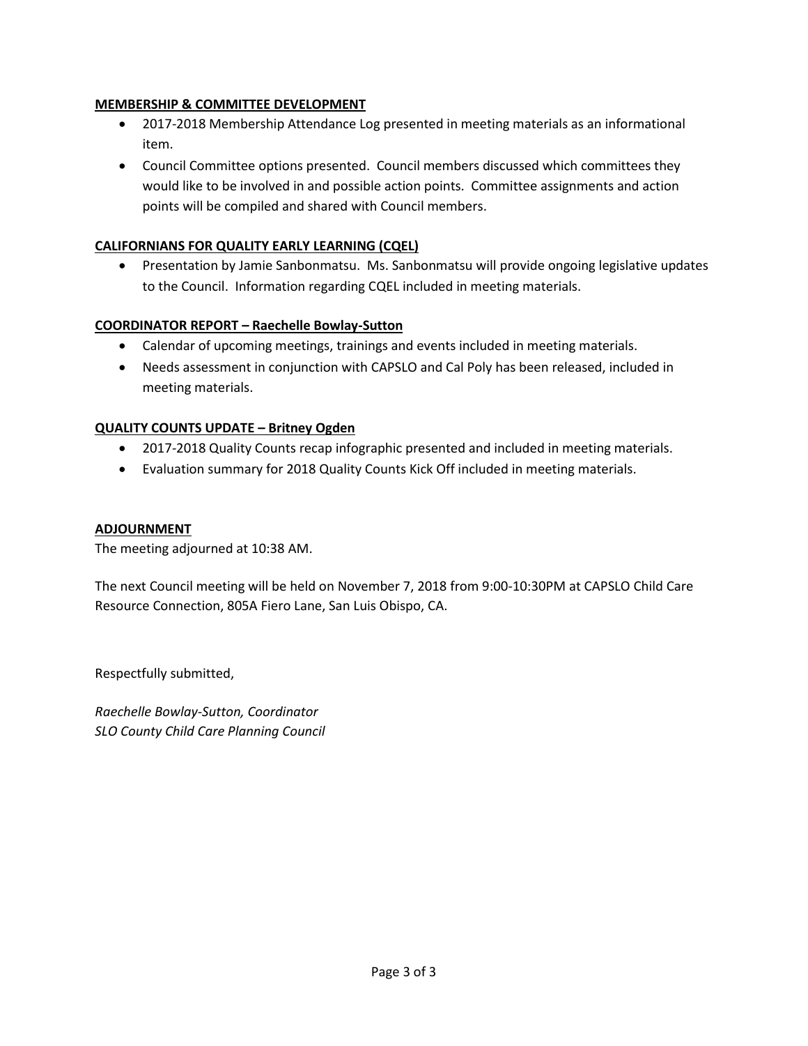**MEMBERSHIP & COMMITTEE DEVELOPMENT**

- 2017-2018 Membership Attendance Log presented in meeting materials as an informational item.
- Council Committee options presented. Council members discussed which committees they would like to be involved in and possible action points. Committee assignments and action points will be compiled and shared with Council members.

**CALIFORNIANS FOR QUALITY EARLY LEARNING (CQEL)**

- Presentation by Jamie Sanbonmatsu. Ms. Sanbonmatsu will provide ongoing legislative updates to the Council. Information regarding CQEL included in meeting materials.

**COORDINATOR REPORT – Raechelle Bowlay-Sutton**

- Calendar of upcoming meetings, trainings and events included in meeting materials.
- Needs assessment in conjunction with CAPSLO and Cal Poly has been released, included in meeting materials.

**QUALITY COUNTS UPDATE – Britney Ogden**

- 2017-2018 Quality Counts recap infographic presented and included in meeting materials.
- Evaluation summary for 2018 Quality Counts Kick Off included in meeting materials.

**ADJOURNMENT**

The meeting adjourned at 10:38 AM.

The next Council meeting will be held on November 7, 2018 from 9:00-10:30PM at CAPSLO Child Care Resource Connection, 805A Fiero Lane, San Luis Obispo, CA.

Respectfully submitted,

*Raechelle Bowlay-Sutton, Coordinator*
*SLO County Child Care Planning Council*